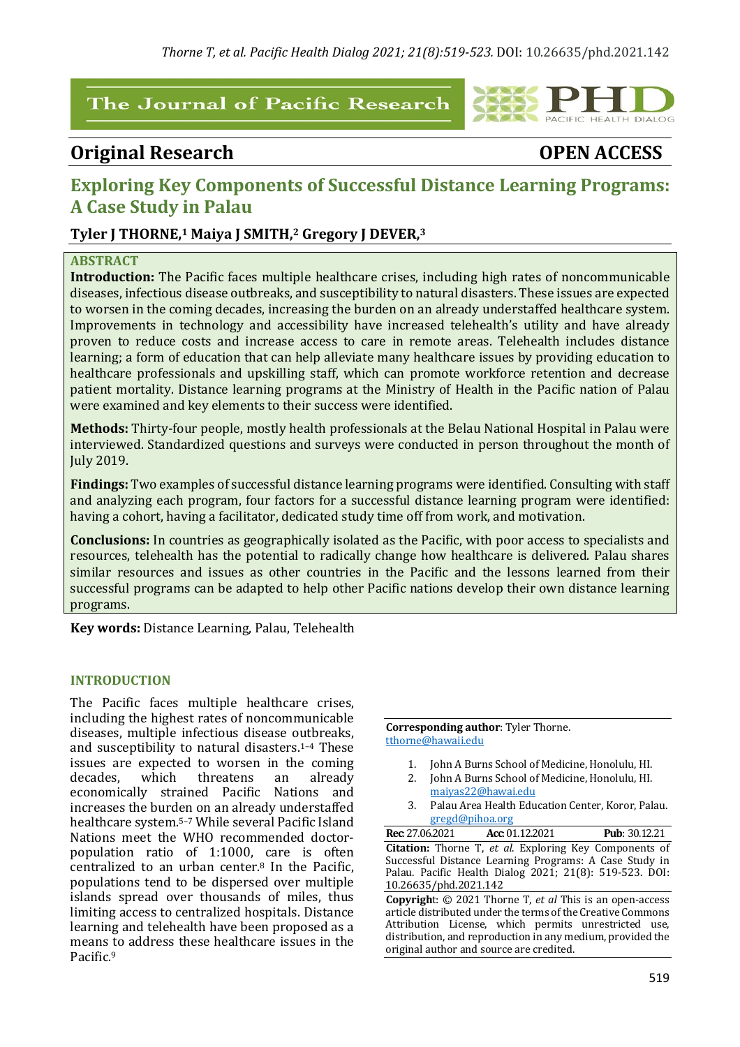# The Journal of Pacific Research

## Original Research — OPEN ACCESS

# Exploring Key Components of Successful Distance Learning Programs: A Case Study in Palau

**Tyler J THORNE,[1] Maiya J SMITH,[2] Gregory J DEVER,[3]**

### ABSTRACT

**Introduction:** The Pacific faces multiple healthcare crises, including high rates of noncommunicable diseases, infectious disease outbreaks, and susceptibility to natural disasters. These issues are expected to worsen in the coming decades, increasing the burden on an already understaffed healthcare system. Improvements in technology and accessibility have increased telehealth's utility and have already proven to reduce costs and increase access to care in remote areas. Telehealth includes distance learning; a form of education that can help alleviate many healthcare issues by providing education to healthcare professionals and upskilling staff, which can promote workforce retention and decrease patient mortality. Distance learning programs at the Ministry of Health in the Pacific nation of Palau were examined and key elements to their success were identified.

**Methods:** Thirty-four people, mostly health professionals at the Belau National Hospital in Palau were interviewed. Standardized questions and surveys were conducted in person throughout the month of July 2019.

**Findings:** Two examples of successful distance learning programs were identified. Consulting with staff and analyzing each program, four factors for a successful distance learning program were identified: having a cohort, having a facilitator, dedicated study time off from work, and motivation.

**Conclusions:** In countries as geographically isolated as the Pacific, with poor access to specialists and resources, telehealth has the potential to radically change how healthcare is delivered. Palau shares similar resources and issues as other countries in the Pacific and the lessons learned from their successful programs can be adapted to help other Pacific nations develop their own distance learning programs.

**Key words:** Distance Learning, Palau, Telehealth

### INTRODUCTION

The Pacific faces multiple healthcare crises, including the highest rates of noncommunicable diseases, multiple infectious disease outbreaks, and susceptibility to natural disasters.[1–4] These issues are expected to worsen in the coming decades, which threatens an already economically strained Pacific Nations and increases the burden on an already understaffed healthcare system.[5–7] While several Pacific Island Nations meet the WHO recommended doctor-population ratio of 1:1000, care is often centralized to an urban center.[8] In the Pacific, populations tend to be dispersed over multiple islands spread over thousands of miles, thus limiting access to centralized hospitals. Distance learning and telehealth have been proposed as a means to address these healthcare issues in the Pacific.[9]

**Corresponding author**: Tyler Thorne. tthorne@hawaii.edu

1. John A Burns School of Medicine, Honolulu, HI.
2. John A Burns School of Medicine, Honolulu, HI. maiyas22@hawai.edu
3. Palau Area Health Education Center, Koror, Palau. gregd@pihoa.org

**Rec**: 27.06.2021 **Acc**: 01.12.2021 **Pub**: 30.12.21

**Citation:** Thorne T, *et al.* Exploring Key Components of Successful Distance Learning Programs: A Case Study in Palau. Pacific Health Dialog 2021; 21(8): 519-523. DOI: 10.26635/phd.2021.142

**Copyright**: © 2021 Thorne T, *et al* This is an open-access article distributed under the terms of the Creative Commons Attribution License, which permits unrestricted use, distribution, and reproduction in any medium, provided the original author and source are credited.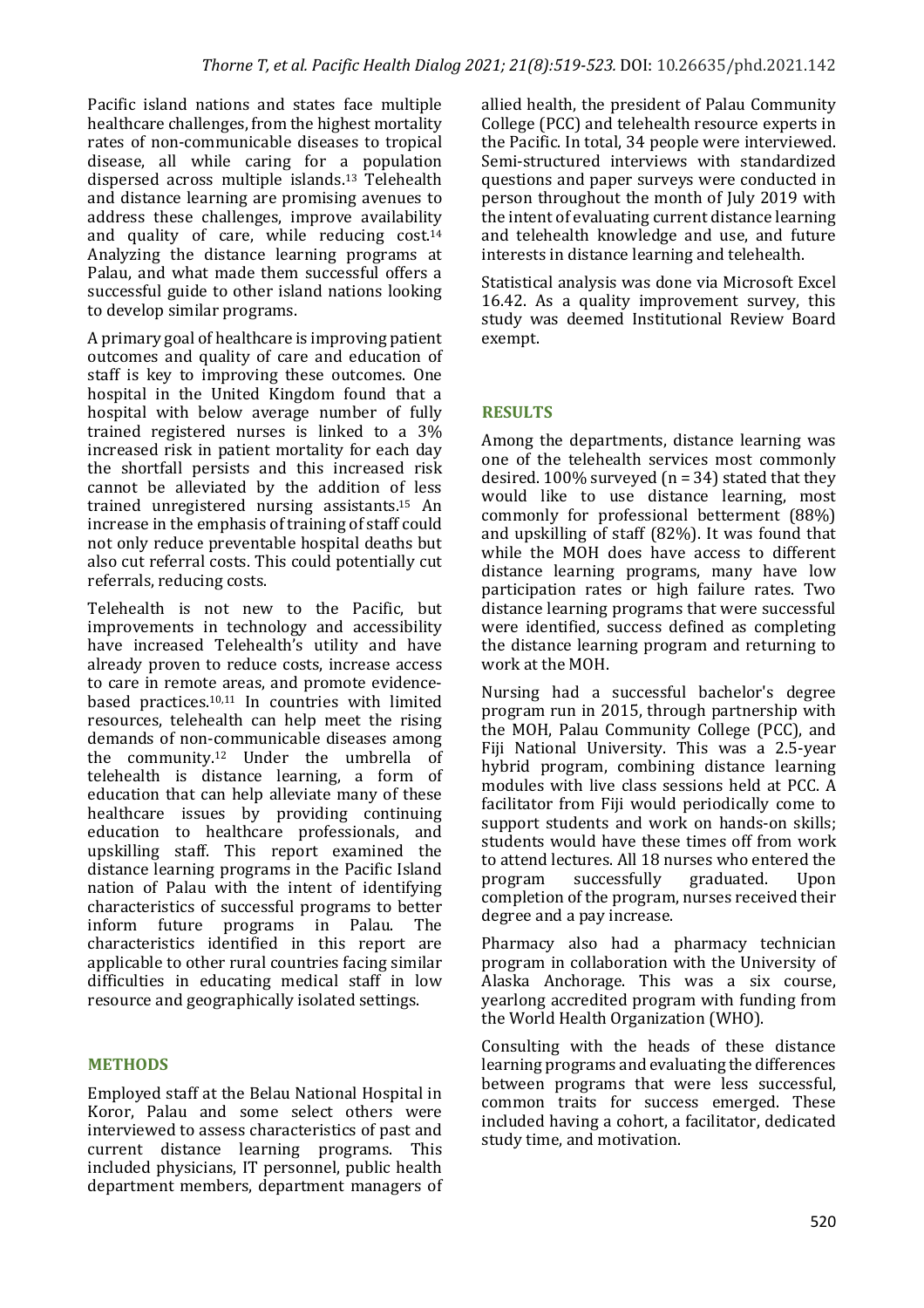Pacific island nations and states face multiple healthcare challenges, from the highest mortality rates of non-communicable diseases to tropical disease, all while caring for a population dispersed across multiple islands.[13] Telehealth and distance learning are promising avenues to address these challenges, improve availability and quality of care, while reducing cost.[14] Analyzing the distance learning programs at Palau, and what made them successful offers a successful guide to other island nations looking to develop similar programs.

A primary goal of healthcare is improving patient outcomes and quality of care and education of staff is key to improving these outcomes. One hospital in the United Kingdom found that a hospital with below average number of fully trained registered nurses is linked to a 3% increased risk in patient mortality for each day the shortfall persists and this increased risk cannot be alleviated by the addition of less trained unregistered nursing assistants.[15] An increase in the emphasis of training of staff could not only reduce preventable hospital deaths but also cut referral costs. This could potentially cut referrals, reducing costs.

Telehealth is not new to the Pacific, but improvements in technology and accessibility have increased Telehealth's utility and have already proven to reduce costs, increase access to care in remote areas, and promote evidence-based practices.[10,11] In countries with limited resources, telehealth can help meet the rising demands of non-communicable diseases among the community.[12] Under the umbrella of telehealth is distance learning, a form of education that can help alleviate many of these healthcare issues by providing continuing education to healthcare professionals, and upskilling staff. This report examined the distance learning programs in the Pacific Island nation of Palau with the intent of identifying characteristics of successful programs to better inform future programs in Palau. The characteristics identified in this report are applicable to other rural countries facing similar difficulties in educating medical staff in low resource and geographically isolated settings.

## METHODS

Employed staff at the Belau National Hospital in Koror, Palau and some select others were interviewed to assess characteristics of past and current distance learning programs. This included physicians, IT personnel, public health department members, department managers of allied health, the president of Palau Community College (PCC) and telehealth resource experts in the Pacific. In total, 34 people were interviewed. Semi-structured interviews with standardized questions and paper surveys were conducted in person throughout the month of July 2019 with the intent of evaluating current distance learning and telehealth knowledge and use, and future interests in distance learning and telehealth.

Statistical analysis was done via Microsoft Excel 16.42. As a quality improvement survey, this study was deemed Institutional Review Board exempt.

## RESULTS

Among the departments, distance learning was one of the telehealth services most commonly desired. 100% surveyed ($n = 34$) stated that they would like to use distance learning, most commonly for professional betterment (88%) and upskilling of staff (82%). It was found that while the MOH does have access to different distance learning programs, many have low participation rates or high failure rates. Two distance learning programs that were successful were identified, success defined as completing the distance learning program and returning to work at the MOH.

Nursing had a successful bachelor's degree program run in 2015, through partnership with the MOH, Palau Community College (PCC), and Fiji National University. This was a 2.5-year hybrid program, combining distance learning modules with live class sessions held at PCC. A facilitator from Fiji would periodically come to support students and work on hands-on skills; students would have these times off from work to attend lectures. All 18 nurses who entered the program successfully graduated. Upon completion of the program, nurses received their degree and a pay increase.

Pharmacy also had a pharmacy technician program in collaboration with the University of Alaska Anchorage. This was a six course, yearlong accredited program with funding from the World Health Organization (WHO).

Consulting with the heads of these distance learning programs and evaluating the differences between programs that were less successful, common traits for success emerged. These included having a cohort, a facilitator, dedicated study time, and motivation.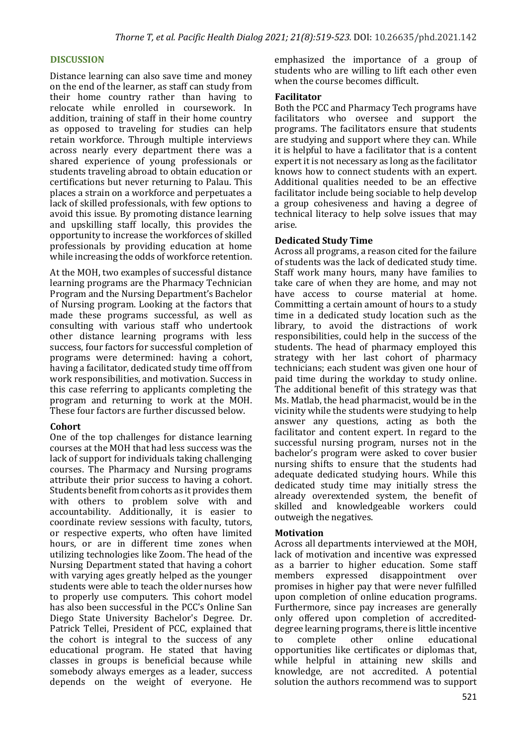## DISCUSSION

Distance learning can also save time and money on the end of the learner, as staff can study from their home country rather than having to relocate while enrolled in coursework. In addition, training of staff in their home country as opposed to traveling for studies can help retain workforce. Through multiple interviews across nearly every department there was a shared experience of young professionals or students traveling abroad to obtain education or certifications but never returning to Palau. This places a strain on a workforce and perpetuates a lack of skilled professionals, with few options to avoid this issue. By promoting distance learning and upskilling staff locally, this provides the opportunity to increase the workforces of skilled professionals by providing education at home while increasing the odds of workforce retention.

At the MOH, two examples of successful distance learning programs are the Pharmacy Technician Program and the Nursing Department's Bachelor of Nursing program. Looking at the factors that made these programs successful, as well as consulting with various staff who undertook other distance learning programs with less success, four factors for successful completion of programs were determined: having a cohort, having a facilitator, dedicated study time off from work responsibilities, and motivation. Success in this case referring to applicants completing the program and returning to work at the MOH. These four factors are further discussed below.

### Cohort

One of the top challenges for distance learning courses at the MOH that had less success was the lack of support for individuals taking challenging courses. The Pharmacy and Nursing programs attribute their prior success to having a cohort. Students benefit from cohorts as it provides them with others to problem solve with and accountability. Additionally, it is easier to coordinate review sessions with faculty, tutors, or respective experts, who often have limited hours, or are in different time zones when utilizing technologies like Zoom. The head of the Nursing Department stated that having a cohort with varying ages greatly helped as the younger students were able to teach the older nurses how to properly use computers. This cohort model has also been successful in the PCC's Online San Diego State University Bachelor's Degree. Dr. Patrick Tellei, President of PCC, explained that the cohort is integral to the success of any educational program. He stated that having classes in groups is beneficial because while somebody always emerges as a leader, success depends on the weight of everyone. He emphasized the importance of a group of students who are willing to lift each other even when the course becomes difficult.

### Facilitator

Both the PCC and Pharmacy Tech programs have facilitators who oversee and support the programs. The facilitators ensure that students are studying and support where they can. While it is helpful to have a facilitator that is a content expert it is not necessary as long as the facilitator knows how to connect students with an expert. Additional qualities needed to be an effective facilitator include being sociable to help develop a group cohesiveness and having a degree of technical literacy to help solve issues that may arise.

### Dedicated Study Time

Across all programs, a reason cited for the failure of students was the lack of dedicated study time. Staff work many hours, many have families to take care of when they are home, and may not have access to course material at home. Committing a certain amount of hours to a study time in a dedicated study location such as the library, to avoid the distractions of work responsibilities, could help in the success of the students. The head of pharmacy employed this strategy with her last cohort of pharmacy technicians; each student was given one hour of paid time during the workday to study online. The additional benefit of this strategy was that Ms. Matlab, the head pharmacist, would be in the vicinity while the students were studying to help answer any questions, acting as both the facilitator and content expert. In regard to the successful nursing program, nurses not in the bachelor's program were asked to cover busier nursing shifts to ensure that the students had adequate dedicated studying hours. While this dedicated study time may initially stress the already overextended system, the benefit of skilled and knowledgeable workers could outweigh the negatives.

### Motivation

Across all departments interviewed at the MOH, lack of motivation and incentive was expressed as a barrier to higher education. Some staff members expressed disappointment over promises in higher pay that were never fulfilled upon completion of online education programs. Furthermore, since pay increases are generally only offered upon completion of accredited-degree learning programs, there is little incentive to complete other online educational opportunities like certificates or diplomas that, while helpful in attaining new skills and knowledge, are not accredited. A potential solution the authors recommend was to support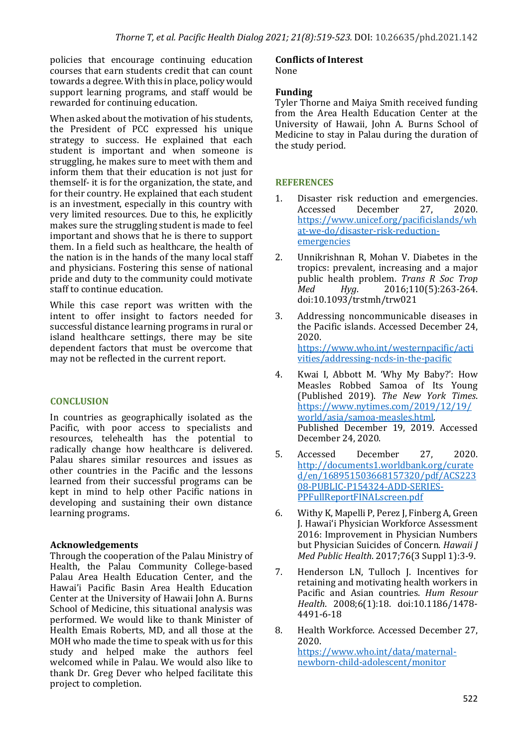policies that encourage continuing education courses that earn students credit that can count towards a degree. With this in place, policy would support learning programs, and staff would be rewarded for continuing education.

When asked about the motivation of his students, the President of PCC expressed his unique strategy to success. He explained that each student is important and when someone is struggling, he makes sure to meet with them and inform them that their education is not just for themself- it is for the organization, the state, and for their country. He explained that each student is an investment, especially in this country with very limited resources. Due to this, he explicitly makes sure the struggling student is made to feel important and shows that he is there to support them. In a field such as healthcare, the health of the nation is in the hands of the many local staff and physicians. Fostering this sense of national pride and duty to the community could motivate staff to continue education.

While this case report was written with the intent to offer insight to factors needed for successful distance learning programs in rural or island healthcare settings, there may be site dependent factors that must be overcome that may not be reflected in the current report.

## CONCLUSION

In countries as geographically isolated as the Pacific, with poor access to specialists and resources, telehealth has the potential to radically change how healthcare is delivered. Palau shares similar resources and issues as other countries in the Pacific and the lessons learned from their successful programs can be kept in mind to help other Pacific nations in developing and sustaining their own distance learning programs.

### Acknowledgements

Through the cooperation of the Palau Ministry of Health, the Palau Community College-based Palau Area Health Education Center, and the Hawai'i Pacific Basin Area Health Education Center at the University of Hawaii John A. Burns School of Medicine, this situational analysis was performed. We would like to thank Minister of Health Emais Roberts, MD, and all those at the MOH who made the time to speak with us for this study and helped make the authors feel welcomed while in Palau. We would also like to thank Dr. Greg Dever who helped facilitate this project to completion.

### Conflicts of Interest

None

### Funding

Tyler Thorne and Maiya Smith received funding from the Area Health Education Center at the University of Hawaii, John A. Burns School of Medicine to stay in Palau during the duration of the study period.

## REFERENCES

1. Disaster risk reduction and emergencies. Accessed December 27, 2020. https://www.unicef.org/pacificislands/what-we-do/disaster-risk-reduction-emergencies
2. Unnikrishnan R, Mohan V. Diabetes in the tropics: prevalent, increasing and a major public health problem. *Trans R Soc Trop Med Hyg*. 2016;110(5):263-264. doi:10.1093/trstmh/trw021
3. Addressing noncommunicable diseases in the Pacific islands. Accessed December 24, 2020. https://www.who.int/westernpacific/activities/addressing-ncds-in-the-pacific
4. Kwai I, Abbott M. 'Why My Baby?': How Measles Robbed Samoa of Its Young (Published 2019). *The New York Times*. https://www.nytimes.com/2019/12/19/world/asia/samoa-measles.html. Published December 19, 2019. Accessed December 24, 2020.
5. Accessed December 27, 2020. http://documents1.worldbank.org/curated/en/168951503668157320/pdf/ACS22308-PUBLIC-P154324-ADD-SERIES-PPFullReportFINALscreen.pdf
6. Withy K, Mapelli P, Perez J, Finberg A, Green J. Hawai'i Physician Workforce Assessment 2016: Improvement in Physician Numbers but Physician Suicides of Concern. *Hawaii J Med Public Health*. 2017;76(3 Suppl 1):3-9.
7. Henderson LN, Tulloch J. Incentives for retaining and motivating health workers in Pacific and Asian countries. *Hum Resour Health*. 2008;6(1):18. doi:10.1186/1478-4491-6-18
8. Health Workforce. Accessed December 27, 2020. https://www.who.int/data/maternal-newborn-child-adolescent/monitor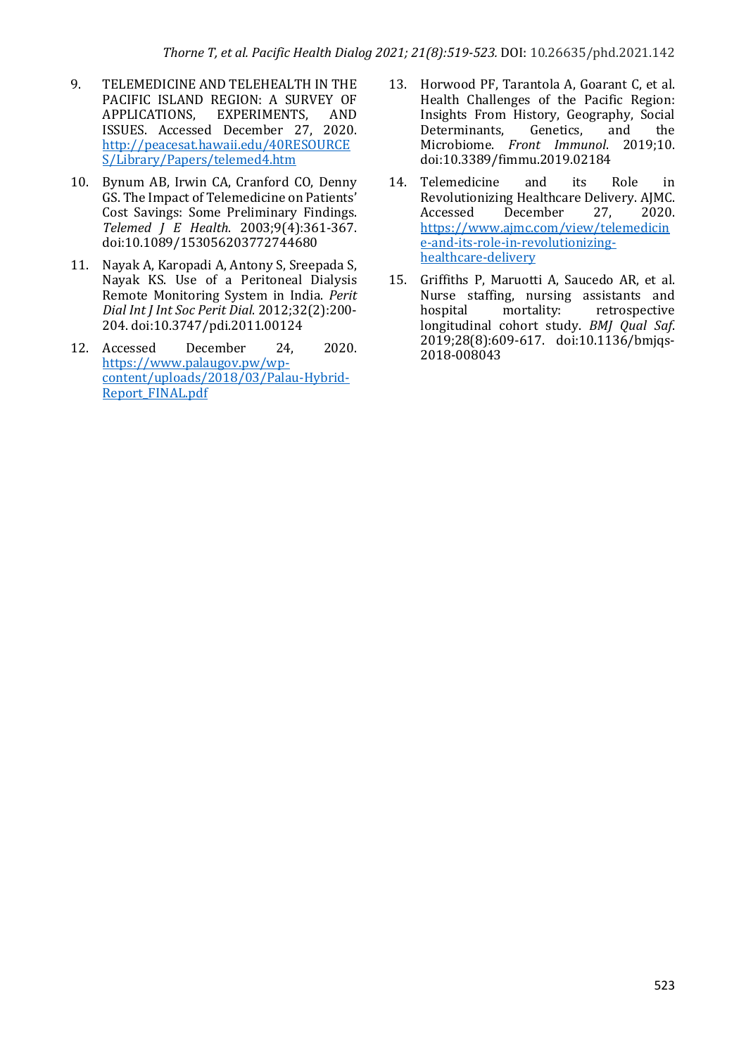9. TELEMEDICINE AND TELEHEALTH IN THE PACIFIC ISLAND REGION: A SURVEY OF APPLICATIONS, EXPERIMENTS, AND ISSUES. Accessed December 27, 2020. http://peacesat.hawaii.edu/40RESOURCES/Library/Papers/telemed4.htm
10. Bynum AB, Irwin CA, Cranford CO, Denny GS. The Impact of Telemedicine on Patients' Cost Savings: Some Preliminary Findings. *Telemed J E Health*. 2003;9(4):361-367. doi:10.1089/153056203772744680
11. Nayak A, Karopadi A, Antony S, Sreepada S, Nayak KS. Use of a Peritoneal Dialysis Remote Monitoring System in India. *Perit Dial Int J Int Soc Perit Dial*. 2012;32(2):200-204. doi:10.3747/pdi.2011.00124
12. Accessed December 24, 2020. https://www.palaugov.pw/wp-content/uploads/2018/03/Palau-Hybrid-Report_FINAL.pdf
13. Horwood PF, Tarantola A, Goarant C, et al. Health Challenges of the Pacific Region: Insights From History, Geography, Social Determinants, Genetics, and the Microbiome. *Front Immunol*. 2019;10. doi:10.3389/fimmu.2019.02184
14. Telemedicine and its Role in Revolutionizing Healthcare Delivery. AJMC. Accessed December 27, 2020. https://www.ajmc.com/view/telemedicine-and-its-role-in-revolutionizing-healthcare-delivery
15. Griffiths P, Maruotti A, Saucedo AR, et al. Nurse staffing, nursing assistants and hospital mortality: retrospective longitudinal cohort study. *BMJ Qual Saf*. 2019;28(8):609-617. doi:10.1136/bmjqs-2018-008043